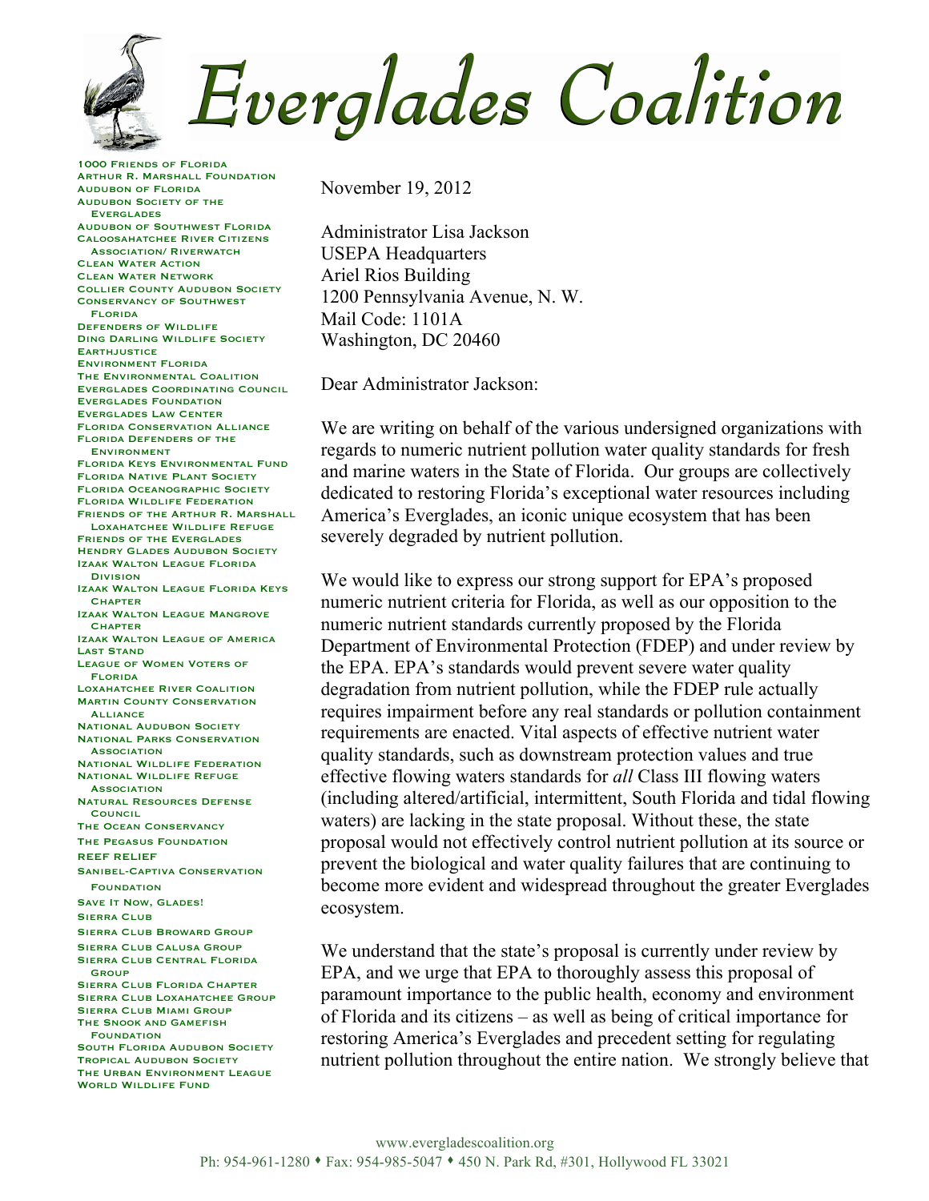# Everglades Coalition

1000 Friends of Florida
Arthur R. Marshall Foundation
Audubon of Florida
Audubon Society of the Everglades
Audubon of Southwest Florida
Caloosahatchee River Citizens Association/ Riverwatch
Clean Water Action
Clean Water Network
Collier County Audubon Society
Conservancy of Southwest Florida
Defenders of Wildlife
Ding Darling Wildlife Society
Earthjustice
Environment Florida
The Environmental Coalition
Everglades Coordinating Council
Everglades Foundation
Everglades Law Center
Florida Conservation Alliance
Florida Defenders of the Environment
Florida Keys Environmental Fund
Florida Native Plant Society
Florida Oceanographic Society
Florida Wildlife Federation
Friends of the Arthur R. Marshall Loxahatchee Wildlife Refuge
Friends of the Everglades
Hendry Glades Audubon Society
Izaak Walton League Florida Division
Izaak Walton League Florida Keys Chapter
Izaak Walton League Mangrove Chapter
Izaak Walton League of America
Last Stand
League of Women Voters of Florida
Loxahatchee River Coalition
Martin County Conservation Alliance
National Audubon Society
National Parks Conservation Association
National Wildlife Federation
National Wildlife Refuge Association
Natural Resources Defense Council
The Ocean Conservancy
The Pegasus Foundation
Reef Relief
Sanibel-Captiva Conservation Foundation
Save It Now, Glades!
Sierra Club
Sierra Club Broward Group
Sierra Club Calusa Group
Sierra Club Central Florida Group
Sierra Club Florida Chapter
Sierra Club Loxahatchee Group
Sierra Club Miami Group
The Snook and Gamefish Foundation
South Florida Audubon Society
Tropical Audubon Society
The Urban Environment League
World Wildlife Fund

November 19, 2012

Administrator Lisa Jackson
USEPA Headquarters
Ariel Rios Building
1200 Pennsylvania Avenue, N. W.
Mail Code: 1101A
Washington, DC 20460

Dear Administrator Jackson:

We are writing on behalf of the various undersigned organizations with regards to numeric nutrient pollution water quality standards for fresh and marine waters in the State of Florida. Our groups are collectively dedicated to restoring Florida's exceptional water resources including America's Everglades, an iconic unique ecosystem that has been severely degraded by nutrient pollution.

We would like to express our strong support for EPA's proposed numeric nutrient criteria for Florida, as well as our opposition to the numeric nutrient standards currently proposed by the Florida Department of Environmental Protection (FDEP) and under review by the EPA. EPA's standards would prevent severe water quality degradation from nutrient pollution, while the FDEP rule actually requires impairment before any real standards or pollution containment requirements are enacted. Vital aspects of effective nutrient water quality standards, such as downstream protection values and true effective flowing waters standards for *all* Class III flowing waters (including altered/artificial, intermittent, South Florida and tidal flowing waters) are lacking in the state proposal. Without these, the state proposal would not effectively control nutrient pollution at its source or prevent the biological and water quality failures that are continuing to become more evident and widespread throughout the greater Everglades ecosystem.

We understand that the state's proposal is currently under review by EPA, and we urge that EPA to thoroughly assess this proposal of paramount importance to the public health, economy and environment of Florida and its citizens – as well as being of critical importance for restoring America's Everglades and precedent setting for regulating nutrient pollution throughout the entire nation. We strongly believe that

www.evergladescoalition.org
Ph: 954-961-1280 ♦ Fax: 954-985-5047 ♦ 450 N. Park Rd, #301, Hollywood FL 33021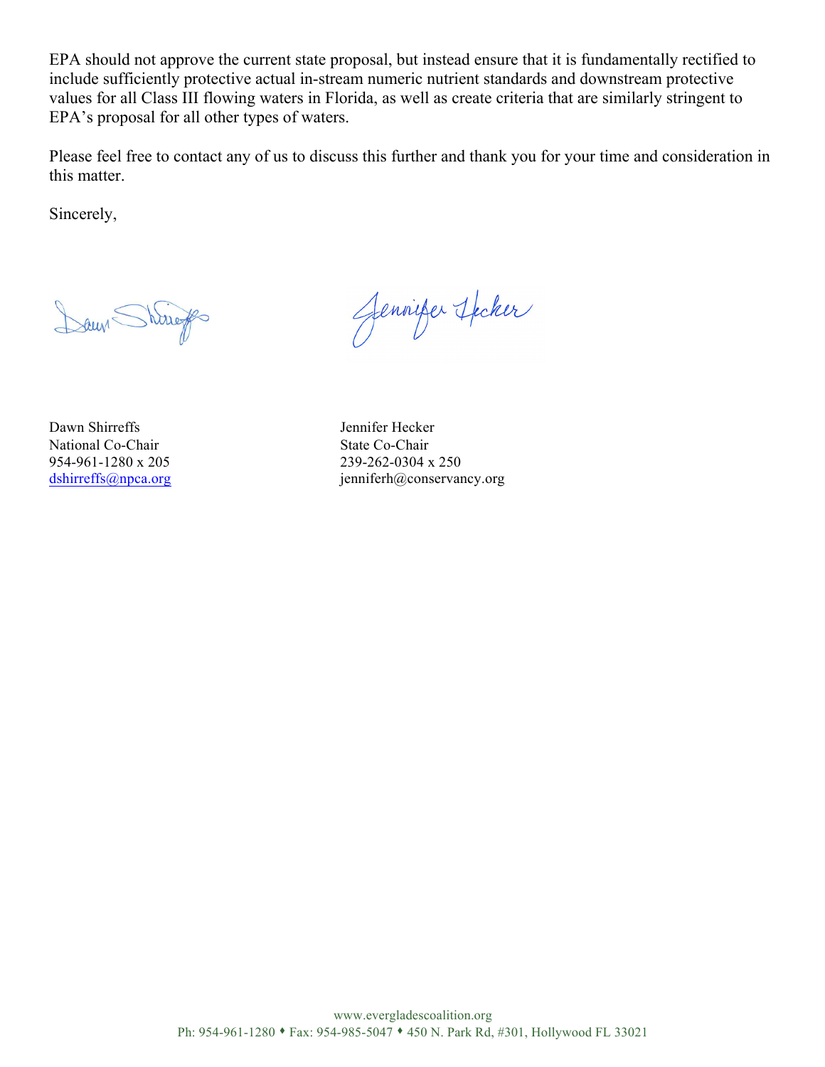EPA should not approve the current state proposal, but instead ensure that it is fundamentally rectified to include sufficiently protective actual in-stream numeric nutrient standards and downstream protective values for all Class III flowing waters in Florida, as well as create criteria that are similarly stringent to EPA's proposal for all other types of waters.

Please feel free to contact any of us to discuss this further and thank you for your time and consideration in this matter.

Sincerely,

Dawn Shirreffs
National Co-Chair
954-961-1280 x 205
dshirreffs@npca.org

Jennifer Hecker
State Co-Chair
239-262-0304 x 250
jenniferh@conservancy.org

www.evergladescoalition.org
Ph: 954-961-1280 ♦ Fax: 954-985-5047 ♦ 450 N. Park Rd, #301, Hollywood FL 33021